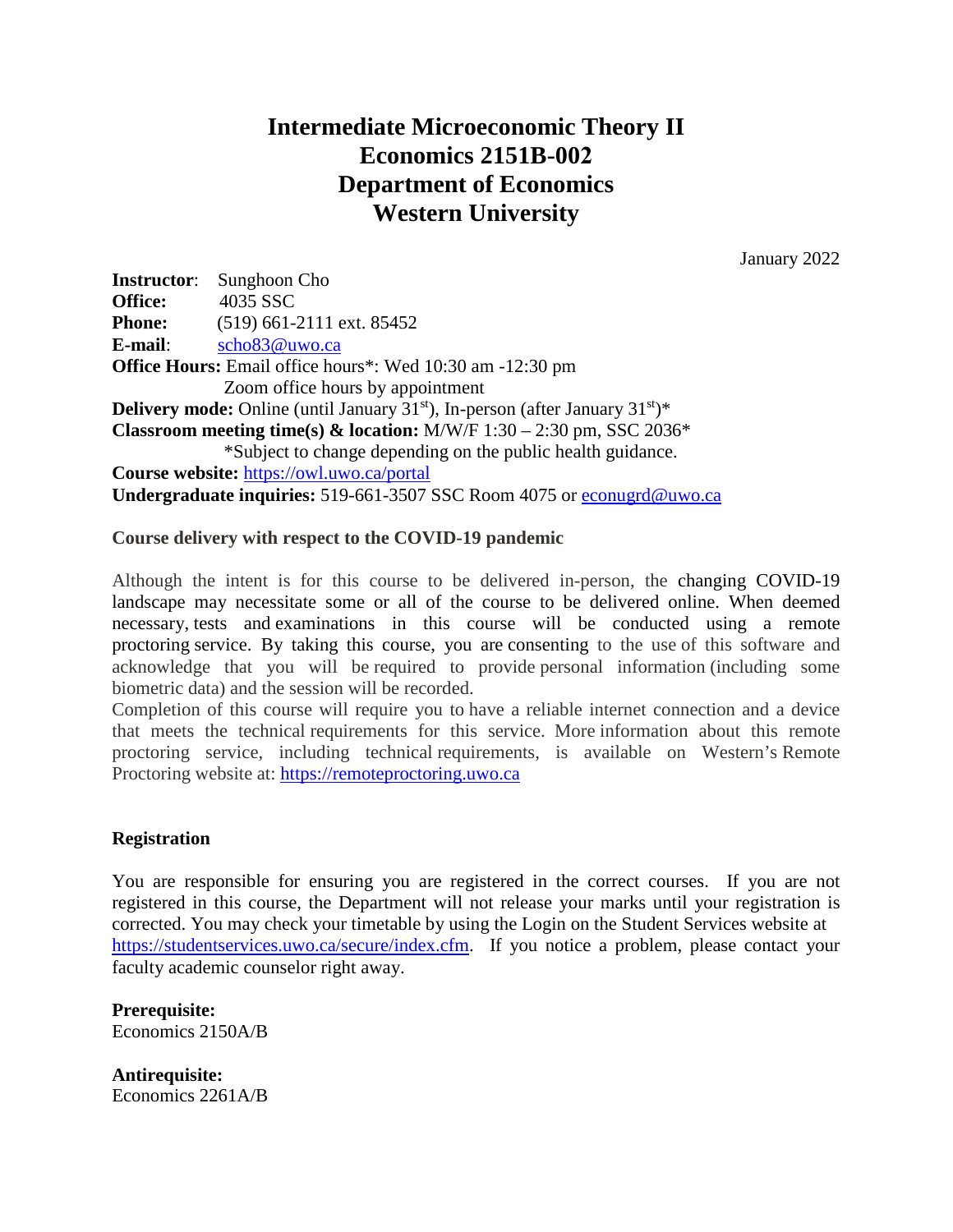# Intermediate Microeconomic Theory II
# Economics 2151B-002
# Department of Economics
# Western University

January 2022

**Instructor**: Sunghoon Cho
**Office:** 4035 SSC
**Phone:** (519) 661-2111 ext. 85452
**E-mail**: scho83@uwo.ca
**Office Hours:** Email office hours*: Wed 10:30 am -12:30 pm
Zoom office hours by appointment
**Delivery mode:** Online (until January 31st), In-person (after January 31st)*
**Classroom meeting time(s) & location:** M/W/F 1:30 – 2:30 pm, SSC 2036*
*Subject to change depending on the public health guidance.
**Course website:** https://owl.uwo.ca/portal
**Undergraduate inquiries:** 519-661-3507 SSC Room 4075 or econugrd@uwo.ca

**Course delivery with respect to the COVID-19 pandemic**

Although the intent is for this course to be delivered in-person, the changing COVID-19 landscape may necessitate some or all of the course to be delivered online. When deemed necessary, tests and examinations in this course will be conducted using a remote proctoring service. By taking this course, you are consenting to the use of this software and acknowledge that you will be required to provide personal information (including some biometric data) and the session will be recorded.
Completion of this course will require you to have a reliable internet connection and a device that meets the technical requirements for this service. More information about this remote proctoring service, including technical requirements, is available on Western's Remote Proctoring website at: https://remoteproctoring.uwo.ca

**Registration**

You are responsible for ensuring you are registered in the correct courses. If you are not registered in this course, the Department will not release your marks until your registration is corrected. You may check your timetable by using the Login on the Student Services website at https://studentservices.uwo.ca/secure/index.cfm. If you notice a problem, please contact your faculty academic counselor right away.

**Prerequisite:**
Economics 2150A/B

**Antirequisite:**
Economics 2261A/B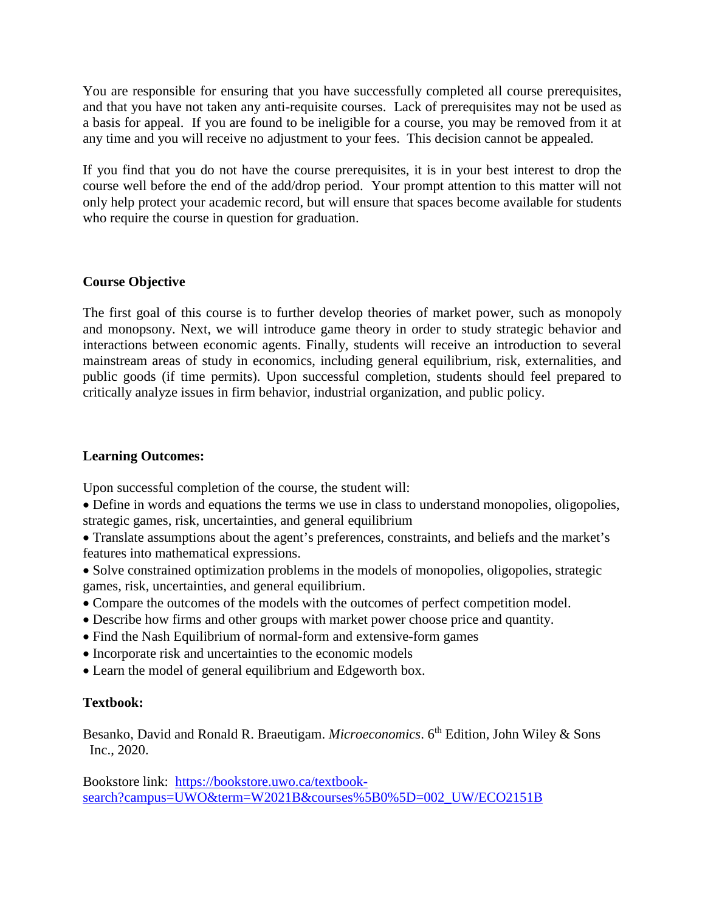You are responsible for ensuring that you have successfully completed all course prerequisites, and that you have not taken any anti-requisite courses. Lack of prerequisites may not be used as a basis for appeal. If you are found to be ineligible for a course, you may be removed from it at any time and you will receive no adjustment to your fees. This decision cannot be appealed.

If you find that you do not have the course prerequisites, it is in your best interest to drop the course well before the end of the add/drop period. Your prompt attention to this matter will not only help protect your academic record, but will ensure that spaces become available for students who require the course in question for graduation.

## Course Objective

The first goal of this course is to further develop theories of market power, such as monopoly and monopsony. Next, we will introduce game theory in order to study strategic behavior and interactions between economic agents. Finally, students will receive an introduction to several mainstream areas of study in economics, including general equilibrium, risk, externalities, and public goods (if time permits). Upon successful completion, students should feel prepared to critically analyze issues in firm behavior, industrial organization, and public policy.

## Learning Outcomes:

Upon successful completion of the course, the student will:

- Define in words and equations the terms we use in class to understand monopolies, oligopolies, strategic games, risk, uncertainties, and general equilibrium
- Translate assumptions about the agent's preferences, constraints, and beliefs and the market's features into mathematical expressions.
- Solve constrained optimization problems in the models of monopolies, oligopolies, strategic games, risk, uncertainties, and general equilibrium.
- Compare the outcomes of the models with the outcomes of perfect competition model.
- Describe how firms and other groups with market power choose price and quantity.
- Find the Nash Equilibrium of normal-form and extensive-form games
- Incorporate risk and uncertainties to the economic models
- Learn the model of general equilibrium and Edgeworth box.

## Textbook:

Besanko, David and Ronald R. Braeutigam. *Microeconomics*. 6th Edition, John Wiley & Sons Inc., 2020.

Bookstore link: [https://bookstore.uwo.ca/textbook-search?campus=UWO&term=W2021B&courses%5B0%5D=002_UW/ECO2151B](https://bookstore.uwo.ca/textbook-search?campus=UWO&term=W2021B&courses%5B0%5D=002_UW/ECO2151B)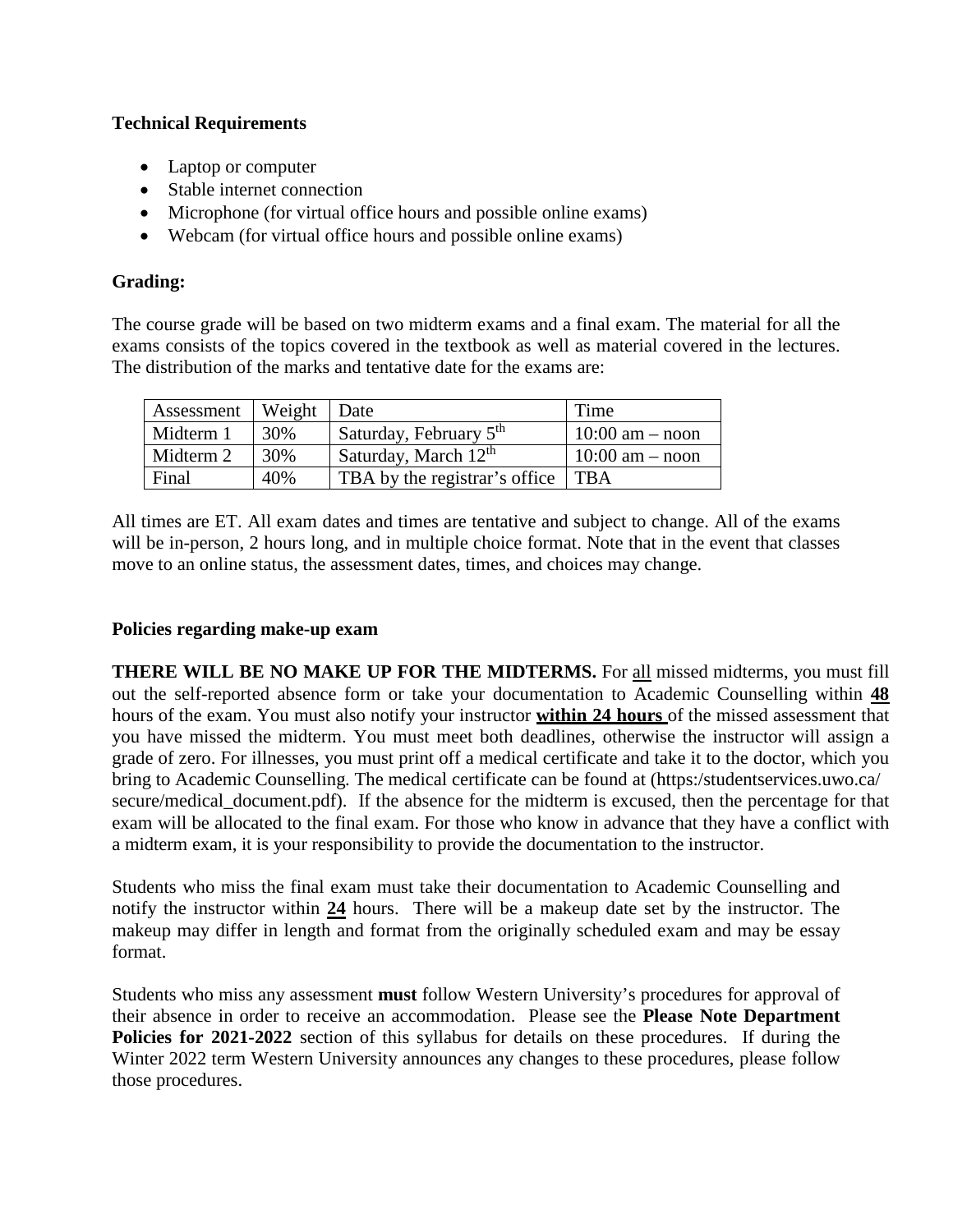**Technical Requirements**

- Laptop or computer
- Stable internet connection
- Microphone (for virtual office hours and possible online exams)
- Webcam (for virtual office hours and possible online exams)

**Grading:**

The course grade will be based on two midterm exams and a final exam. The material for all the exams consists of the topics covered in the textbook as well as material covered in the lectures. The distribution of the marks and tentative date for the exams are:

| Assessment | Weight | Date | Time |
|---|---|---|---|
| Midterm 1 | 30% | Saturday, February 5th | 10:00 am – noon |
| Midterm 2 | 30% | Saturday, March 12th | 10:00 am – noon |
| Final | 40% | TBA by the registrar's office | TBA |

All times are ET. All exam dates and times are tentative and subject to change. All of the exams will be in-person, 2 hours long, and in multiple choice format. Note that in the event that classes move to an online status, the assessment dates, times, and choices may change.

**Policies regarding make-up exam**

**THERE WILL BE NO MAKE UP FOR THE MIDTERMS.** For all missed midterms, you must fill out the self-reported absence form or take your documentation to Academic Counselling within **48** hours of the exam. You must also notify your instructor **within 24 hours** of the missed assessment that you have missed the midterm. You must meet both deadlines, otherwise the instructor will assign a grade of zero. For illnesses, you must print off a medical certificate and take it to the doctor, which you bring to Academic Counselling. The medical certificate can be found at (https:/studentservices.uwo.ca/secure/medical_document.pdf). If the absence for the midterm is excused, then the percentage for that exam will be allocated to the final exam. For those who know in advance that they have a conflict with a midterm exam, it is your responsibility to provide the documentation to the instructor.

Students who miss the final exam must take their documentation to Academic Counselling and notify the instructor within **24** hours. There will be a makeup date set by the instructor. The makeup may differ in length and format from the originally scheduled exam and may be essay format.

Students who miss any assessment **must** follow Western University's procedures for approval of their absence in order to receive an accommodation. Please see the **Please Note Department Policies for 2021-2022** section of this syllabus for details on these procedures. If during the Winter 2022 term Western University announces any changes to these procedures, please follow those procedures.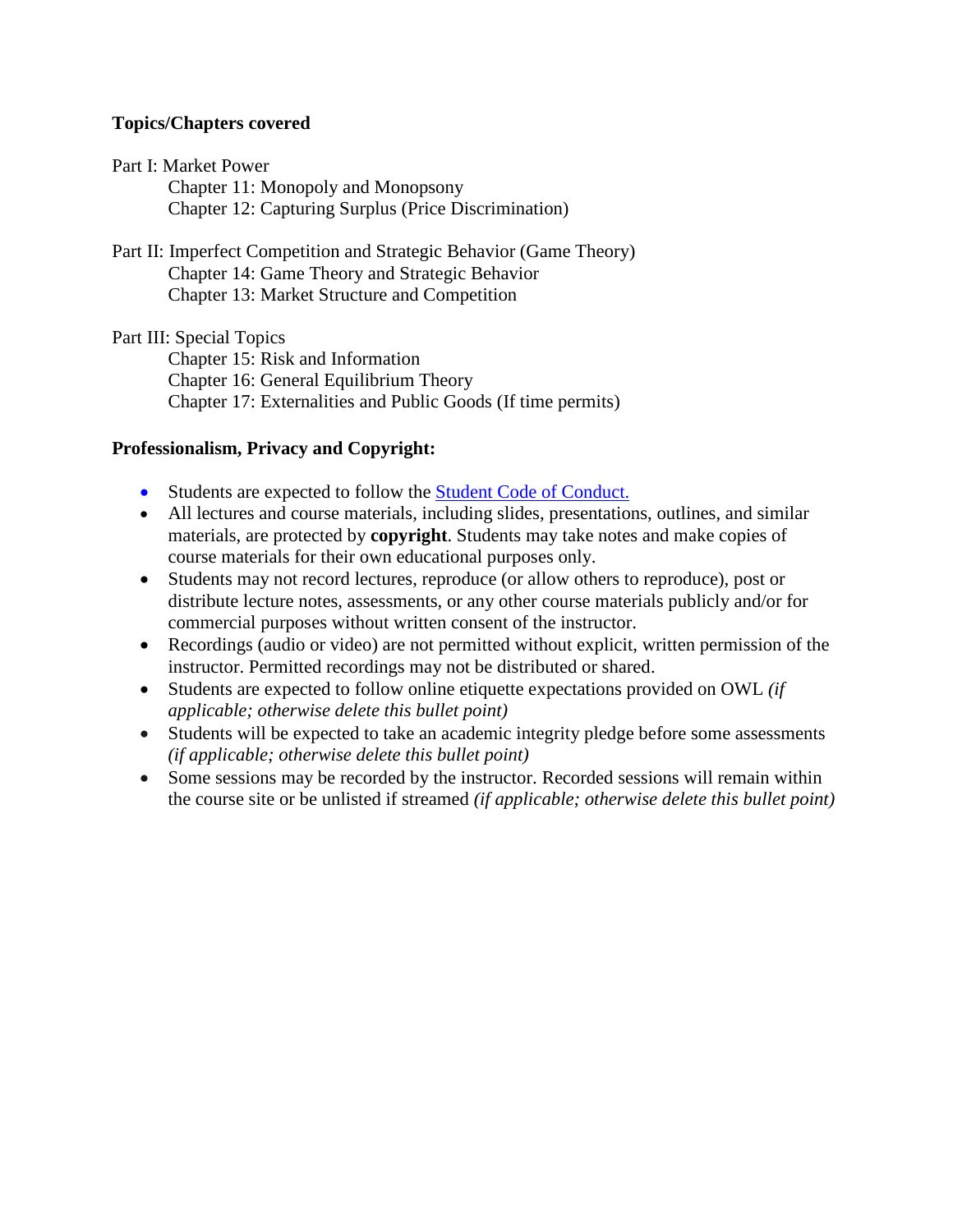**Topics/Chapters covered**

Part I: Market Power
- Chapter 11: Monopoly and Monopsony
- Chapter 12: Capturing Surplus (Price Discrimination)

Part II: Imperfect Competition and Strategic Behavior (Game Theory)
- Chapter 14: Game Theory and Strategic Behavior
- Chapter 13: Market Structure and Competition

Part III: Special Topics
- Chapter 15: Risk and Information
- Chapter 16: General Equilibrium Theory
- Chapter 17: Externalities and Public Goods (If time permits)

**Professionalism, Privacy and Copyright:**

- Students are expected to follow the Student Code of Conduct.
- All lectures and course materials, including slides, presentations, outlines, and similar materials, are protected by **copyright**. Students may take notes and make copies of course materials for their own educational purposes only.
- Students may not record lectures, reproduce (or allow others to reproduce), post or distribute lecture notes, assessments, or any other course materials publicly and/or for commercial purposes without written consent of the instructor.
- Recordings (audio or video) are not permitted without explicit, written permission of the instructor. Permitted recordings may not be distributed or shared.
- Students are expected to follow online etiquette expectations provided on OWL *(if applicable; otherwise delete this bullet point)*
- Students will be expected to take an academic integrity pledge before some assessments *(if applicable; otherwise delete this bullet point)*
- Some sessions may be recorded by the instructor. Recorded sessions will remain within the course site or be unlisted if streamed *(if applicable; otherwise delete this bullet point)*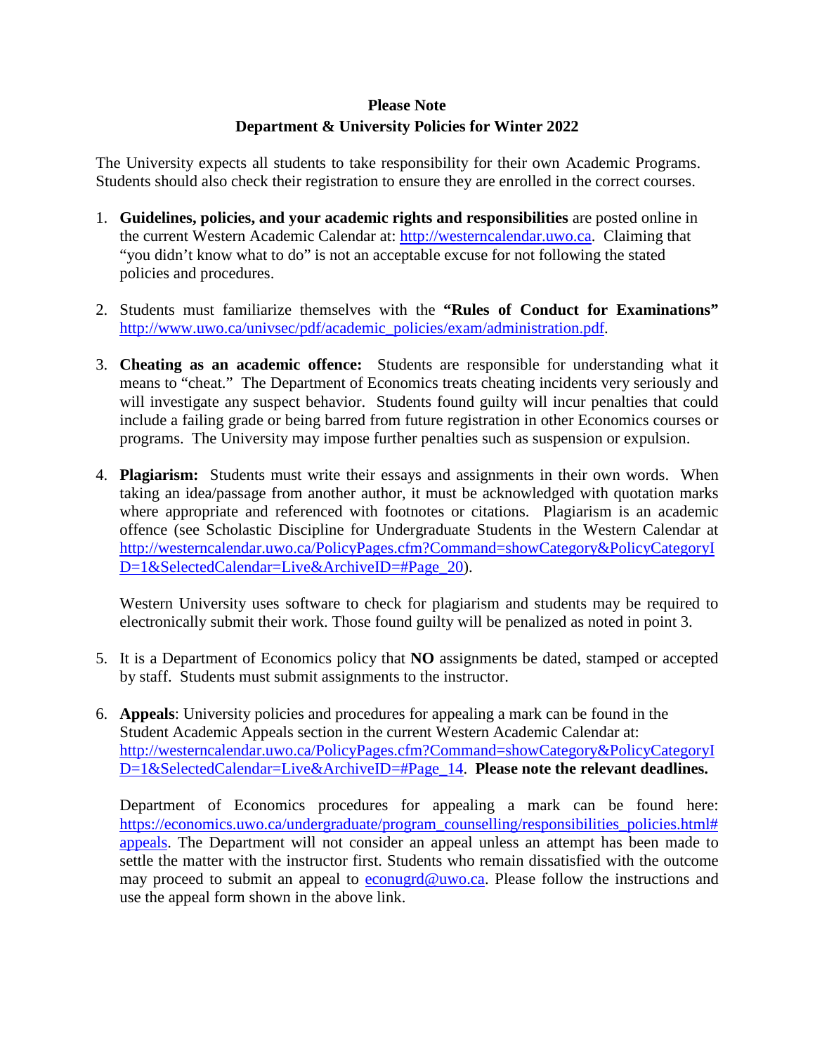**Please Note**
**Department & University Policies for Winter 2022**

The University expects all students to take responsibility for their own Academic Programs. Students should also check their registration to ensure they are enrolled in the correct courses.

1. **Guidelines, policies, and your academic rights and responsibilities** are posted online in the current Western Academic Calendar at: http://westerncalendar.uwo.ca. Claiming that "you didn't know what to do" is not an acceptable excuse for not following the stated policies and procedures.

2. Students must familiarize themselves with the **"Rules of Conduct for Examinations"** http://www.uwo.ca/univsec/pdf/academic_policies/exam/administration.pdf.

3. **Cheating as an academic offence:** Students are responsible for understanding what it means to "cheat." The Department of Economics treats cheating incidents very seriously and will investigate any suspect behavior. Students found guilty will incur penalties that could include a failing grade or being barred from future registration in other Economics courses or programs. The University may impose further penalties such as suspension or expulsion.

4. **Plagiarism:** Students must write their essays and assignments in their own words. When taking an idea/passage from another author, it must be acknowledged with quotation marks where appropriate and referenced with footnotes or citations. Plagiarism is an academic offence (see Scholastic Discipline for Undergraduate Students in the Western Calendar at http://westerncalendar.uwo.ca/PolicyPages.cfm?Command=showCategory&PolicyCategoryID=1&SelectedCalendar=Live&ArchiveID=#Page_20).

   Western University uses software to check for plagiarism and students may be required to electronically submit their work. Those found guilty will be penalized as noted in point 3.

5. It is a Department of Economics policy that **NO** assignments be dated, stamped or accepted by staff. Students must submit assignments to the instructor.

6. **Appeals**: University policies and procedures for appealing a mark can be found in the Student Academic Appeals section in the current Western Academic Calendar at: http://westerncalendar.uwo.ca/PolicyPages.cfm?Command=showCategory&PolicyCategoryID=1&SelectedCalendar=Live&ArchiveID=#Page_14. **Please note the relevant deadlines.**

   Department of Economics procedures for appealing a mark can be found here: https://economics.uwo.ca/undergraduate/program_counselling/responsibilities_policies.html#appeals. The Department will not consider an appeal unless an attempt has been made to settle the matter with the instructor first. Students who remain dissatisfied with the outcome may proceed to submit an appeal to econugrd@uwo.ca. Please follow the instructions and use the appeal form shown in the above link.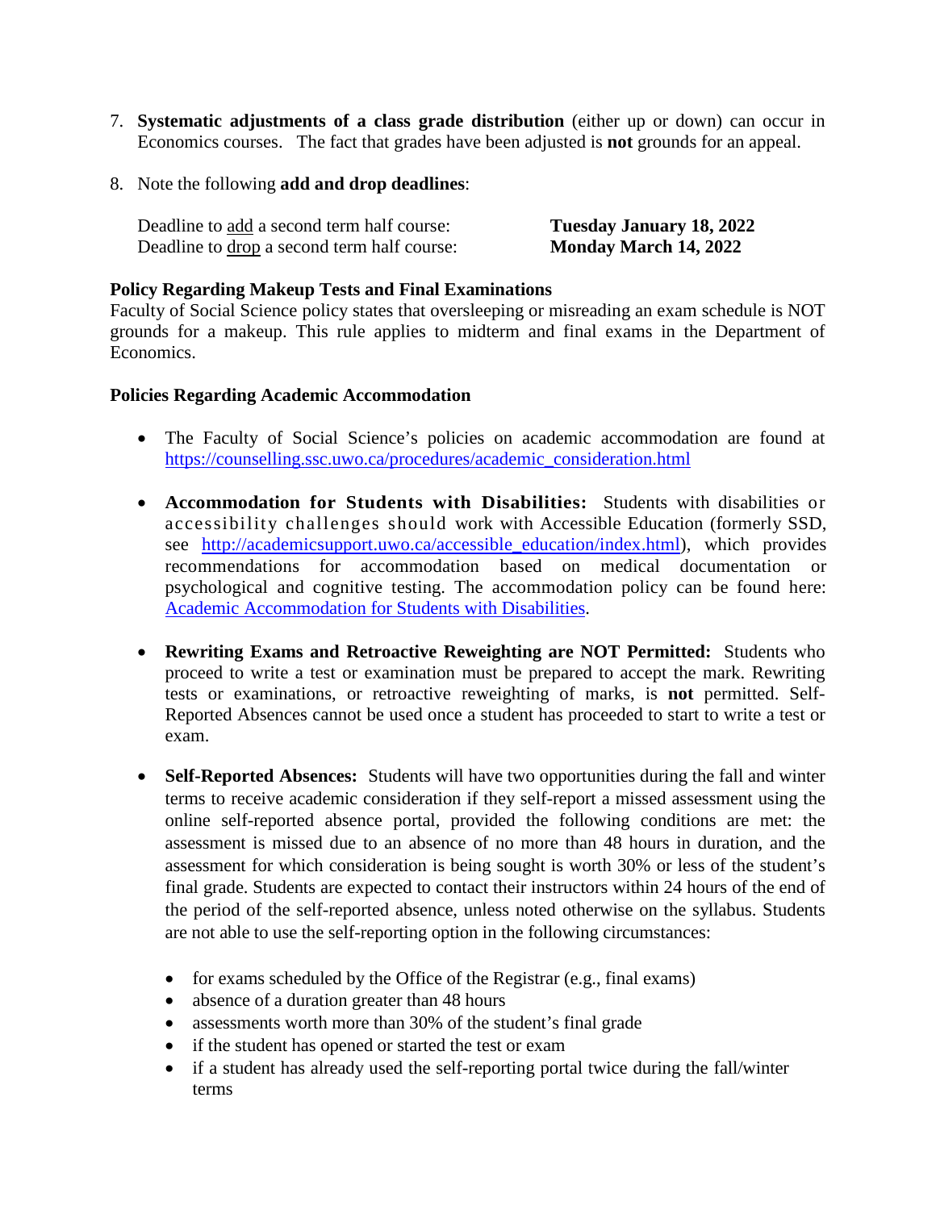7. **Systematic adjustments of a class grade distribution** (either up or down) can occur in Economics courses. The fact that grades have been adjusted is **not** grounds for an appeal.

8. Note the following **add and drop deadlines**:

   Deadline to add a second term half course: **Tuesday January 18, 2022**
   Deadline to drop a second term half course: **Monday March 14, 2022**

**Policy Regarding Makeup Tests and Final Examinations**
Faculty of Social Science policy states that oversleeping or misreading an exam schedule is NOT grounds for a makeup. This rule applies to midterm and final exams in the Department of Economics.

**Policies Regarding Academic Accommodation**

- The Faculty of Social Science's policies on academic accommodation are found at [https://counselling.ssc.uwo.ca/procedures/academic_consideration.html](https://counselling.ssc.uwo.ca/procedures/academic_consideration.html)

- **Accommodation for Students with Disabilities:** Students with disabilities or accessibility challenges should work with Accessible Education (formerly SSD, see [http://academicsupport.uwo.ca/accessible_education/index.html](http://academicsupport.uwo.ca/accessible_education/index.html)), which provides recommendations for accommodation based on medical documentation or psychological and cognitive testing. The accommodation policy can be found here: Academic Accommodation for Students with Disabilities.

- **Rewriting Exams and Retroactive Reweighting are NOT Permitted:** Students who proceed to write a test or examination must be prepared to accept the mark. Rewriting tests or examinations, or retroactive reweighting of marks, is **not** permitted. Self-Reported Absences cannot be used once a student has proceeded to start to write a test or exam.

- **Self-Reported Absences:** Students will have two opportunities during the fall and winter terms to receive academic consideration if they self-report a missed assessment using the online self-reported absence portal, provided the following conditions are met: the assessment is missed due to an absence of no more than 48 hours in duration, and the assessment for which consideration is being sought is worth 30% or less of the student's final grade. Students are expected to contact their instructors within 24 hours of the end of the period of the self-reported absence, unless noted otherwise on the syllabus. Students are not able to use the self-reporting option in the following circumstances:

  - for exams scheduled by the Office of the Registrar (e.g., final exams)
  - absence of a duration greater than 48 hours
  - assessments worth more than 30% of the student's final grade
  - if the student has opened or started the test or exam
  - if a student has already used the self-reporting portal twice during the fall/winter terms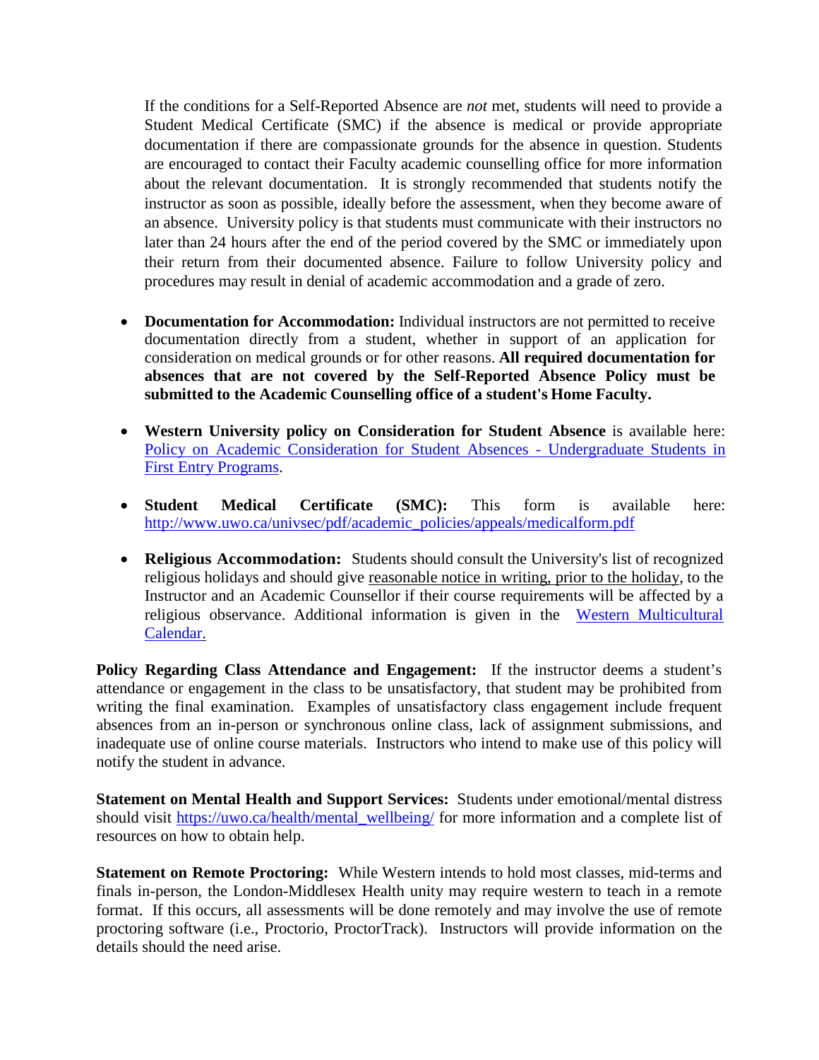If the conditions for a Self-Reported Absence are *not* met, students will need to provide a Student Medical Certificate (SMC) if the absence is medical or provide appropriate documentation if there are compassionate grounds for the absence in question. Students are encouraged to contact their Faculty academic counselling office for more information about the relevant documentation. It is strongly recommended that students notify the instructor as soon as possible, ideally before the assessment, when they become aware of an absence. University policy is that students must communicate with their instructors no later than 24 hours after the end of the period covered by the SMC or immediately upon their return from their documented absence. Failure to follow University policy and procedures may result in denial of academic accommodation and a grade of zero.

- **Documentation for Accommodation:** Individual instructors are not permitted to receive documentation directly from a student, whether in support of an application for consideration on medical grounds or for other reasons. **All required documentation for absences that are not covered by the Self-Reported Absence Policy must be submitted to the Academic Counselling office of a student's Home Faculty.**

- **Western University policy on Consideration for Student Absence** is available here: [Policy on Academic Consideration for Student Absences - Undergraduate Students in First Entry Programs](#).

- **Student Medical Certificate (SMC):** This form is available here: [http://www.uwo.ca/univsec/pdf/academic_policies/appeals/medicalform.pdf](http://www.uwo.ca/univsec/pdf/academic_policies/appeals/medicalform.pdf)

- **Religious Accommodation:** Students should consult the University's list of recognized religious holidays and should give reasonable notice in writing, prior to the holiday, to the Instructor and an Academic Counsellor if their course requirements will be affected by a religious observance. Additional information is given in the [Western Multicultural Calendar](#).

**Policy Regarding Class Attendance and Engagement:** If the instructor deems a student's attendance or engagement in the class to be unsatisfactory, that student may be prohibited from writing the final examination. Examples of unsatisfactory class engagement include frequent absences from an in-person or synchronous online class, lack of assignment submissions, and inadequate use of online course materials. Instructors who intend to make use of this policy will notify the student in advance.

**Statement on Mental Health and Support Services:** Students under emotional/mental distress should visit [https://uwo.ca/health/mental_wellbeing/](https://uwo.ca/health/mental_wellbeing/) for more information and a complete list of resources on how to obtain help.

**Statement on Remote Proctoring:** While Western intends to hold most classes, mid-terms and finals in-person, the London-Middlesex Health unity may require western to teach in a remote format. If this occurs, all assessments will be done remotely and may involve the use of remote proctoring software (i.e., Proctorio, ProctorTrack). Instructors will provide information on the details should the need arise.